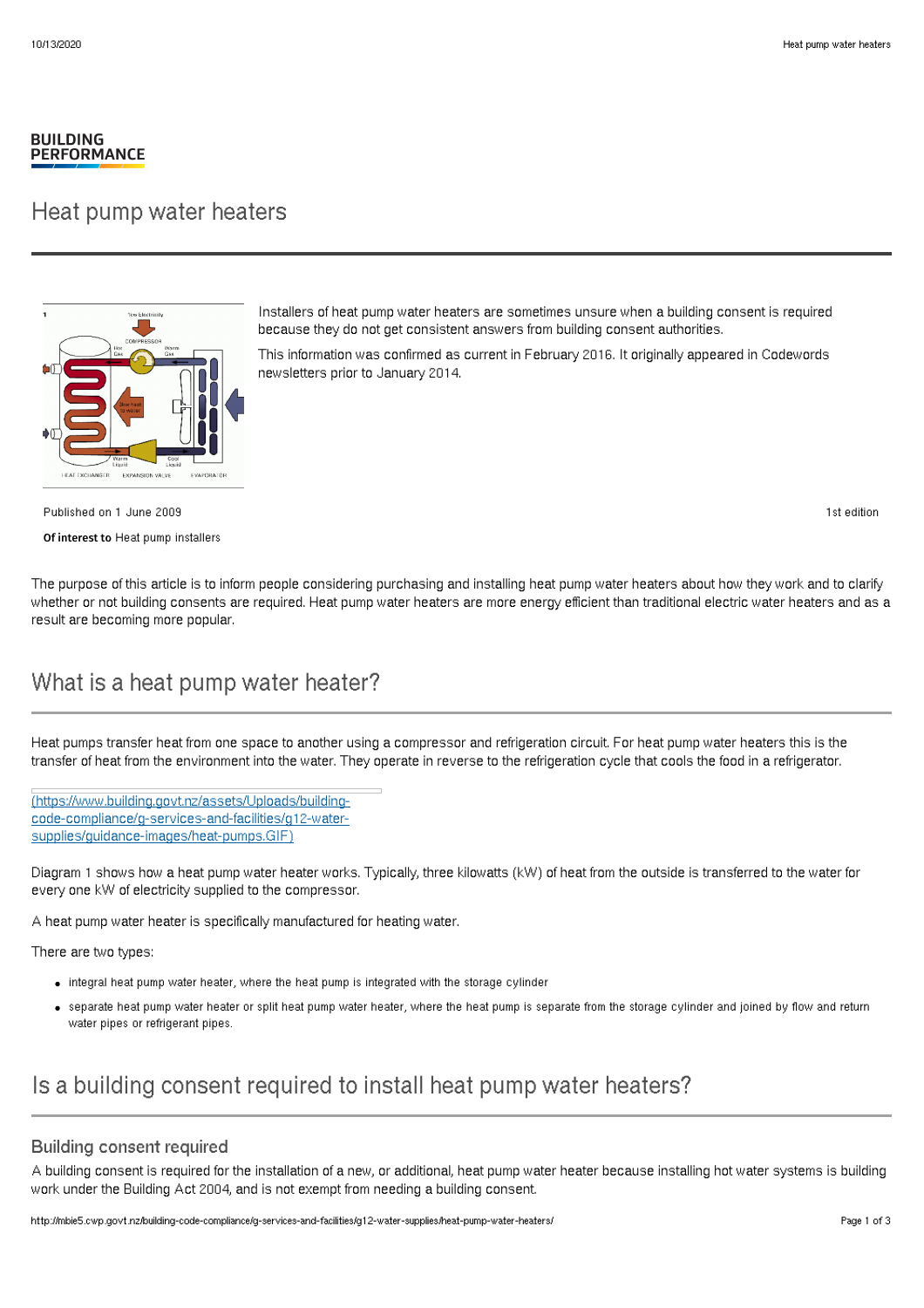BUILDING PERFORMANCE

# Heat pump water heaters

Installers of heat pump water heaters are sometimes unsure when a building consent is required because they do not get consistent answers from building consent authorities.

This information was confirmed as current in February 2016. It originally appeared in Codewords newsletters prior to January 2014.

Published on 1 June 2009

1st edition

**Of interest to** Heat pump installers

The purpose of this article is to inform people considering purchasing and installing heat pump water heaters about how they work and to clarify whether or not building consents are required. Heat pump water heaters are more energy efficient than traditional electric water heaters and as a result are becoming more popular.

## What is a heat pump water heater?

Heat pumps transfer heat from one space to another using a compressor and refrigeration circuit. For heat pump water heaters this is the transfer of heat from the environment into the water. They operate in reverse to the refrigeration cycle that cools the food in a refrigerator.

(https://www.building.govt.nz/assets/Uploads/building-code-compliance/g-services-and-facilities/g12-water-supplies/guidance-images/heat-pumps.GIF)

Diagram 1 shows how a heat pump water heater works. Typically, three kilowatts (kW) of heat from the outside is transferred to the water for every one kW of electricity supplied to the compressor.

A heat pump water heater is specifically manufactured for heating water.

There are two types:

- integral heat pump water heater, where the heat pump is integrated with the storage cylinder
- separate heat pump water heater or split heat pump water heater, where the heat pump is separate from the storage cylinder and joined by flow and return water pipes or refrigerant pipes.

## Is a building consent required to install heat pump water heaters?

### Building consent required

A building consent is required for the installation of a new, or additional, heat pump water heater because installing hot water systems is building work under the Building Act 2004, and is not exempt from needing a building consent.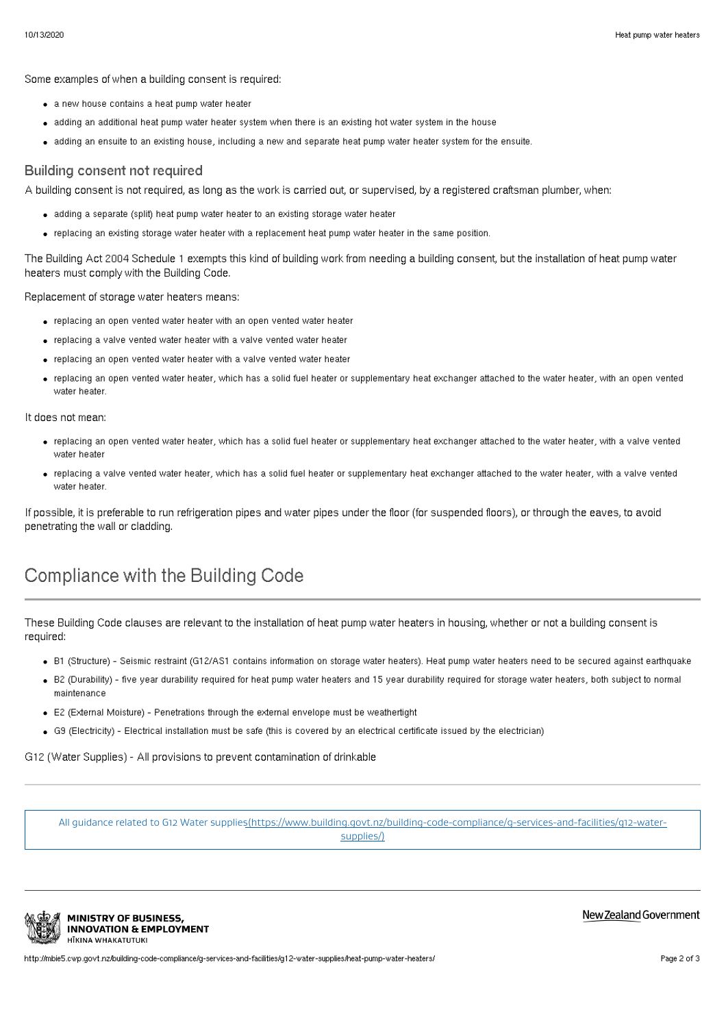Some examples of when a building consent is required:

- a new house contains a heat pump water heater
- adding an additional heat pump water heater system when there is an existing hot water system in the house
- adding an ensuite to an existing house, including a new and separate heat pump water heater system for the ensuite.

### Building consent not required

A building consent is not required, as long as the work is carried out, or supervised, by a registered craftsman plumber, when:

- adding a separate (split) heat pump water heater to an existing storage water heater
- replacing an existing storage water heater with a replacement heat pump water heater in the same position.

The Building Act 2004 Schedule 1 exempts this kind of building work from needing a building consent, but the installation of heat pump water heaters must comply with the Building Code.

Replacement of storage water heaters means:

- replacing an open vented water heater with an open vented water heater
- replacing a valve vented water heater with a valve vented water heater
- replacing an open vented water heater with a valve vented water heater
- replacing an open vented water heater, which has a solid fuel heater or supplementary heat exchanger attached to the water heater, with an open vented water heater.

It does not mean:

- replacing an open vented water heater, which has a solid fuel heater or supplementary heat exchanger attached to the water heater, with a valve vented water heater
- replacing a valve vented water heater, which has a solid fuel heater or supplementary heat exchanger attached to the water heater, with a valve vented water heater.

If possible, it is preferable to run refrigeration pipes and water pipes under the floor (for suspended floors), or through the eaves, to avoid penetrating the wall or cladding.

## Compliance with the Building Code

These Building Code clauses are relevant to the installation of heat pump water heaters in housing, whether or not a building consent is required:

- B1 (Structure) - Seismic restraint (G12/AS1 contains information on storage water heaters). Heat pump water heaters need to be secured against earthquake
- B2 (Durability) - five year durability required for heat pump water heaters and 15 year durability required for storage water heaters, both subject to normal maintenance
- E2 (External Moisture) - Penetrations through the external envelope must be weathertight
- G9 (Electricity) - Electrical installation must be safe (this is covered by an electrical certificate issued by the electrician)

G12 (Water Supplies) - All provisions to prevent contamination of drinkable

All guidance related to G12 Water supplies(https://www.building.govt.nz/building-code-compliance/g-services-and-facilities/g12-water-supplies/)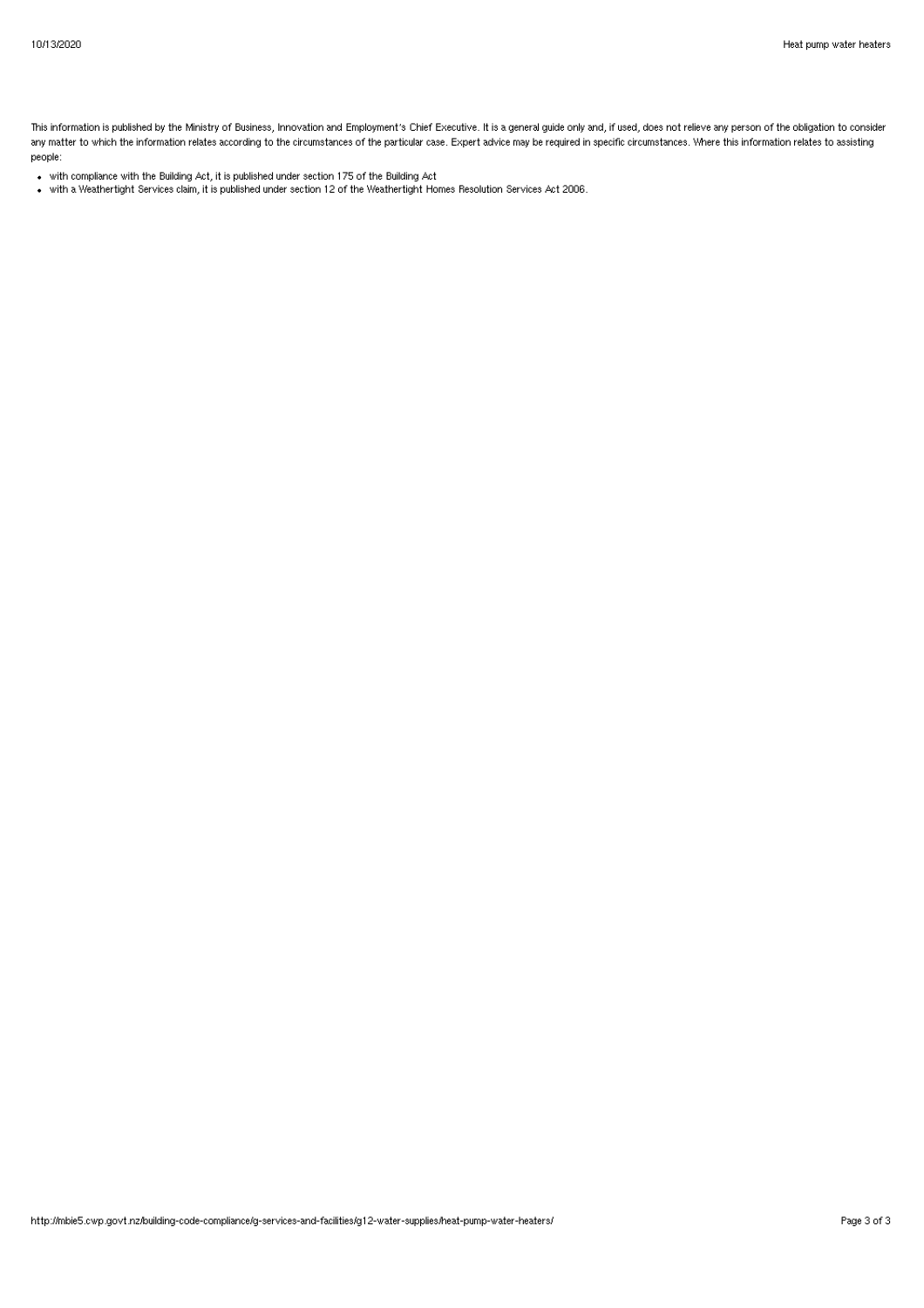This information is published by the Ministry of Business, Innovation and Employment's Chief Executive. It is a general guide only and, if used, does not relieve any person of the obligation to consider any matter to which the information relates according to the circumstances of the particular case. Expert advice may be required in specific circumstances. Where this information relates to assisting people:

- with compliance with the Building Act, it is published under section 175 of the Building Act
- with a Weathertight Services claim, it is published under section 12 of the Weathertight Homes Resolution Services Act 2006.